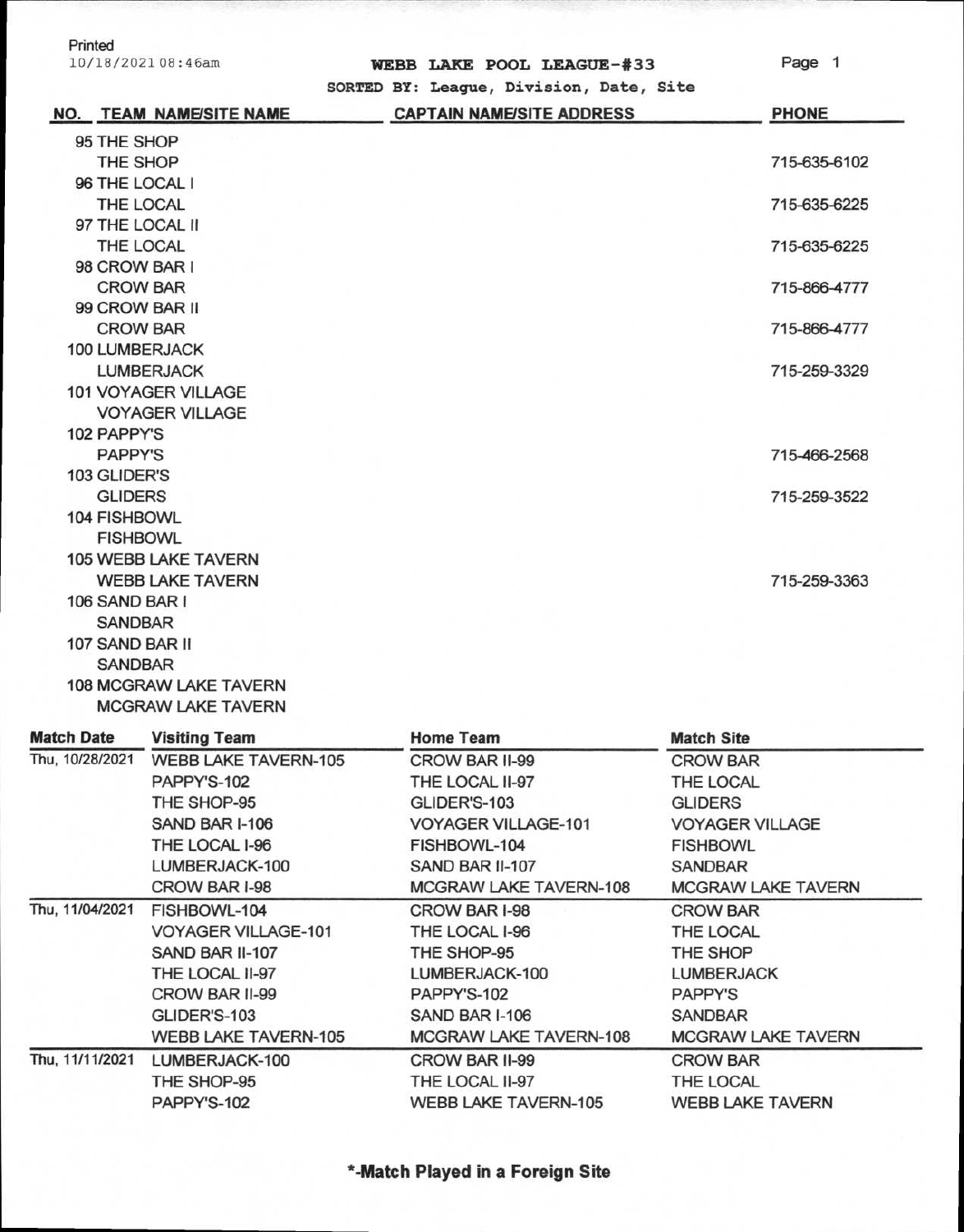Printed
10/18/2021 08:46am

# WEBB LAKE POOL LEAGUE-#33

SORTED BY: League, Division, Date, Site

| NO. | TEAM NAME/SITE NAME | CAPTAIN NAME/SITE ADDRESS | PHONE |
|---|---|---|---|
| 95 | THE SHOP | | |
| | THE SHOP | | 715-635-6102 |
| 96 | THE LOCAL I | | |
| | THE LOCAL | | 715-635-6225 |
| 97 | THE LOCAL II | | |
| | THE LOCAL | | 715-635-6225 |
| 98 | CROW BAR I | | |
| | CROW BAR | | 715-866-4777 |
| 99 | CROW BAR II | | |
| | CROW BAR | | 715-866-4777 |
| 100 | LUMBERJACK | | |
| | LUMBERJACK | | 715-259-3329 |
| 101 | VOYAGER VILLAGE | | |
| | VOYAGER VILLAGE | | |
| 102 | PAPPY'S | | |
| | PAPPY'S | | 715-466-2568 |
| 103 | GLIDER'S | | |
| | GLIDERS | | 715-259-3522 |
| 104 | FISHBOWL | | |
| | FISHBOWL | | |
| 105 | WEBB LAKE TAVERN | | |
| | WEBB LAKE TAVERN | | 715-259-3363 |
| 106 | SAND BAR I | | |
| | SANDBAR | | |
| 107 | SAND BAR II | | |
| | SANDBAR | | |
| 108 | MCGRAW LAKE TAVERN | | |
| | MCGRAW LAKE TAVERN | | |

| Match Date | Visiting Team | Home Team | Match Site |
|---|---|---|---|
| Thu, 10/28/2021 | WEBB LAKE TAVERN-105 | CROW BAR II-99 | CROW BAR |
| | PAPPY'S-102 | THE LOCAL II-97 | THE LOCAL |
| | THE SHOP-95 | GLIDER'S-103 | GLIDERS |
| | SAND BAR I-106 | VOYAGER VILLAGE-101 | VOYAGER VILLAGE |
| | THE LOCAL I-96 | FISHBOWL-104 | FISHBOWL |
| | LUMBERJACK-100 | SAND BAR II-107 | SANDBAR |
| | CROW BAR I-98 | MCGRAW LAKE TAVERN-108 | MCGRAW LAKE TAVERN |
| Thu, 11/04/2021 | FISHBOWL-104 | CROW BAR I-98 | CROW BAR |
| | VOYAGER VILLAGE-101 | THE LOCAL I-96 | THE LOCAL |
| | SAND BAR II-107 | THE SHOP-95 | THE SHOP |
| | THE LOCAL II-97 | LUMBERJACK-100 | LUMBERJACK |
| | CROW BAR II-99 | PAPPY'S-102 | PAPPY'S |
| | GLIDER'S-103 | SAND BAR I-106 | SANDBAR |
| | WEBB LAKE TAVERN-105 | MCGRAW LAKE TAVERN-108 | MCGRAW LAKE TAVERN |
| Thu, 11/11/2021 | LUMBERJACK-100 | CROW BAR II-99 | CROW BAR |
| | THE SHOP-95 | THE LOCAL II-97 | THE LOCAL |
| | PAPPY'S-102 | WEBB LAKE TAVERN-105 | WEBB LAKE TAVERN |

**\*-Match Played in a Foreign Site**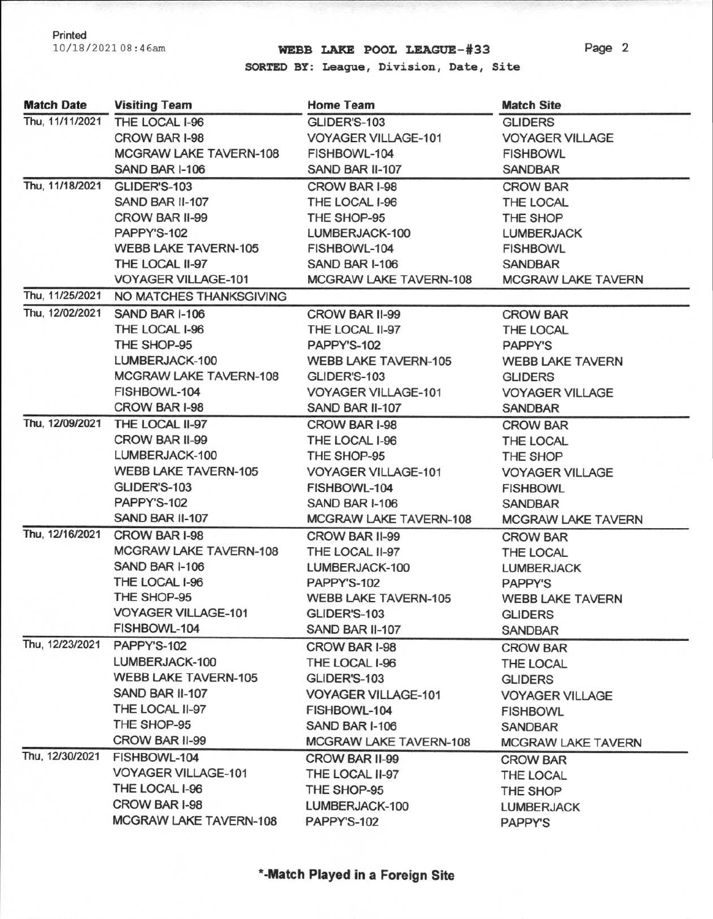Printed
10/18/2021 08:46am

# WEBB LAKE POOL LEAGUE-#33

SORTED BY: League, Division, Date, Site

| Match Date | Visiting Team | Home Team | Match Site |
|---|---|---|---|
| Thu, 11/11/2021 | THE LOCAL I-96 | GLIDER'S-103 | GLIDERS |
| | CROW BAR I-98 | VOYAGER VILLAGE-101 | VOYAGER VILLAGE |
| | MCGRAW LAKE TAVERN-108 | FISHBOWL-104 | FISHBOWL |
| | SAND BAR I-106 | SAND BAR II-107 | SANDBAR |
| Thu, 11/18/2021 | GLIDER'S-103 | CROW BAR I-98 | CROW BAR |
| | SAND BAR II-107 | THE LOCAL I-96 | THE LOCAL |
| | CROW BAR II-99 | THE SHOP-95 | THE SHOP |
| | PAPPY'S-102 | LUMBERJACK-100 | LUMBERJACK |
| | WEBB LAKE TAVERN-105 | FISHBOWL-104 | FISHBOWL |
| | THE LOCAL II-97 | SAND BAR I-106 | SANDBAR |
| | VOYAGER VILLAGE-101 | MCGRAW LAKE TAVERN-108 | MCGRAW LAKE TAVERN |
| Thu, 11/25/2021 | NO MATCHES THANKSGIVING | | |
| Thu, 12/02/2021 | SAND BAR I-106 | CROW BAR II-99 | CROW BAR |
| | THE LOCAL I-96 | THE LOCAL II-97 | THE LOCAL |
| | THE SHOP-95 | PAPPY'S-102 | PAPPY'S |
| | LUMBERJACK-100 | WEBB LAKE TAVERN-105 | WEBB LAKE TAVERN |
| | MCGRAW LAKE TAVERN-108 | GLIDER'S-103 | GLIDERS |
| | FISHBOWL-104 | VOYAGER VILLAGE-101 | VOYAGER VILLAGE |
| | CROW BAR I-98 | SAND BAR II-107 | SANDBAR |
| Thu, 12/09/2021 | THE LOCAL II-97 | CROW BAR I-98 | CROW BAR |
| | CROW BAR II-99 | THE LOCAL I-96 | THE LOCAL |
| | LUMBERJACK-100 | THE SHOP-95 | THE SHOP |
| | WEBB LAKE TAVERN-105 | VOYAGER VILLAGE-101 | VOYAGER VILLAGE |
| | GLIDER'S-103 | FISHBOWL-104 | FISHBOWL |
| | PAPPY'S-102 | SAND BAR I-106 | SANDBAR |
| | SAND BAR II-107 | MCGRAW LAKE TAVERN-108 | MCGRAW LAKE TAVERN |
| Thu, 12/16/2021 | CROW BAR I-98 | CROW BAR II-99 | CROW BAR |
| | MCGRAW LAKE TAVERN-108 | THE LOCAL II-97 | THE LOCAL |
| | SAND BAR I-106 | LUMBERJACK-100 | LUMBERJACK |
| | THE LOCAL I-96 | PAPPY'S-102 | PAPPY'S |
| | THE SHOP-95 | WEBB LAKE TAVERN-105 | WEBB LAKE TAVERN |
| | VOYAGER VILLAGE-101 | GLIDER'S-103 | GLIDERS |
| | FISHBOWL-104 | SAND BAR II-107 | SANDBAR |
| Thu, 12/23/2021 | PAPPY'S-102 | CROW BAR I-98 | CROW BAR |
| | LUMBERJACK-100 | THE LOCAL I-96 | THE LOCAL |
| | WEBB LAKE TAVERN-105 | GLIDER'S-103 | GLIDERS |
| | SAND BAR II-107 | VOYAGER VILLAGE-101 | VOYAGER VILLAGE |
| | THE LOCAL II-97 | FISHBOWL-104 | FISHBOWL |
| | THE SHOP-95 | SAND BAR I-106 | SANDBAR |
| | CROW BAR II-99 | MCGRAW LAKE TAVERN-108 | MCGRAW LAKE TAVERN |
| Thu, 12/30/2021 | FISHBOWL-104 | CROW BAR II-99 | CROW BAR |
| | VOYAGER VILLAGE-101 | THE LOCAL II-97 | THE LOCAL |
| | THE LOCAL I-96 | THE SHOP-95 | THE SHOP |
| | CROW BAR I-98 | LUMBERJACK-100 | LUMBERJACK |
| | MCGRAW LAKE TAVERN-108 | PAPPY'S-102 | PAPPY'S |

**\*-Match Played in a Foreign Site**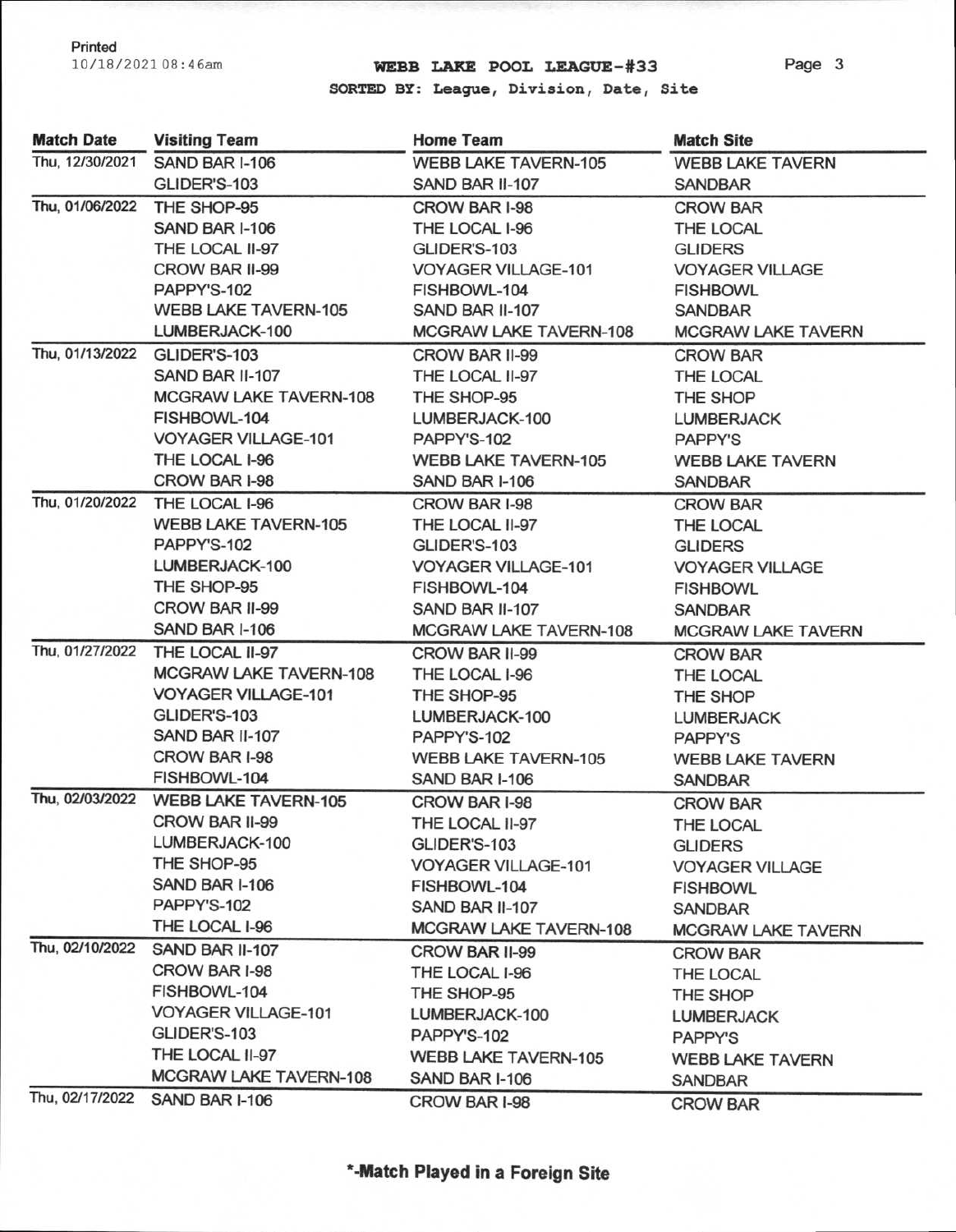Printed
10/18/2021 08:46am

# WEBB LAKE POOL LEAGUE-#33

**SORTED BY: League, Division, Date, Site**

| Match Date | Visiting Team | Home Team | Match Site |
|---|---|---|---|
| Thu, 12/30/2021 | SAND BAR I-106 | WEBB LAKE TAVERN-105 | WEBB LAKE TAVERN |
| | GLIDER'S-103 | SAND BAR II-107 | SANDBAR |
| Thu, 01/06/2022 | THE SHOP-95 | CROW BAR I-98 | CROW BAR |
| | SAND BAR I-106 | THE LOCAL I-96 | THE LOCAL |
| | THE LOCAL II-97 | GLIDER'S-103 | GLIDERS |
| | CROW BAR II-99 | VOYAGER VILLAGE-101 | VOYAGER VILLAGE |
| | PAPPY'S-102 | FISHBOWL-104 | FISHBOWL |
| | WEBB LAKE TAVERN-105 | SAND BAR II-107 | SANDBAR |
| | LUMBERJACK-100 | MCGRAW LAKE TAVERN-108 | MCGRAW LAKE TAVERN |
| Thu, 01/13/2022 | GLIDER'S-103 | CROW BAR II-99 | CROW BAR |
| | SAND BAR II-107 | THE LOCAL II-97 | THE LOCAL |
| | MCGRAW LAKE TAVERN-108 | THE SHOP-95 | THE SHOP |
| | FISHBOWL-104 | LUMBERJACK-100 | LUMBERJACK |
| | VOYAGER VILLAGE-101 | PAPPY'S-102 | PAPPY'S |
| | THE LOCAL I-96 | WEBB LAKE TAVERN-105 | WEBB LAKE TAVERN |
| | CROW BAR I-98 | SAND BAR I-106 | SANDBAR |
| Thu, 01/20/2022 | THE LOCAL I-96 | CROW BAR I-98 | CROW BAR |
| | WEBB LAKE TAVERN-105 | THE LOCAL II-97 | THE LOCAL |
| | PAPPY'S-102 | GLIDER'S-103 | GLIDERS |
| | LUMBERJACK-100 | VOYAGER VILLAGE-101 | VOYAGER VILLAGE |
| | THE SHOP-95 | FISHBOWL-104 | FISHBOWL |
| | CROW BAR II-99 | SAND BAR II-107 | SANDBAR |
| | SAND BAR I-106 | MCGRAW LAKE TAVERN-108 | MCGRAW LAKE TAVERN |
| Thu, 01/27/2022 | THE LOCAL II-97 | CROW BAR II-99 | CROW BAR |
| | MCGRAW LAKE TAVERN-108 | THE LOCAL I-96 | THE LOCAL |
| | VOYAGER VILLAGE-101 | THE SHOP-95 | THE SHOP |
| | GLIDER'S-103 | LUMBERJACK-100 | LUMBERJACK |
| | SAND BAR II-107 | PAPPY'S-102 | PAPPY'S |
| | CROW BAR I-98 | WEBB LAKE TAVERN-105 | WEBB LAKE TAVERN |
| | FISHBOWL-104 | SAND BAR I-106 | SANDBAR |
| Thu, 02/03/2022 | WEBB LAKE TAVERN-105 | CROW BAR I-98 | CROW BAR |
| | CROW BAR II-99 | THE LOCAL II-97 | THE LOCAL |
| | LUMBERJACK-100 | GLIDER'S-103 | GLIDERS |
| | THE SHOP-95 | VOYAGER VILLAGE-101 | VOYAGER VILLAGE |
| | SAND BAR I-106 | FISHBOWL-104 | FISHBOWL |
| | PAPPY'S-102 | SAND BAR II-107 | SANDBAR |
| | THE LOCAL I-96 | MCGRAW LAKE TAVERN-108 | MCGRAW LAKE TAVERN |
| Thu, 02/10/2022 | SAND BAR II-107 | CROW BAR II-99 | CROW BAR |
| | CROW BAR I-98 | THE LOCAL I-96 | THE LOCAL |
| | FISHBOWL-104 | THE SHOP-95 | THE SHOP |
| | VOYAGER VILLAGE-101 | LUMBERJACK-100 | LUMBERJACK |
| | GLIDER'S-103 | PAPPY'S-102 | PAPPY'S |
| | THE LOCAL II-97 | WEBB LAKE TAVERN-105 | WEBB LAKE TAVERN |
| | MCGRAW LAKE TAVERN-108 | SAND BAR I-106 | SANDBAR |
| Thu, 02/17/2022 | SAND BAR I-106 | CROW BAR I-98 | CROW BAR |

**\*-Match Played in a Foreign Site**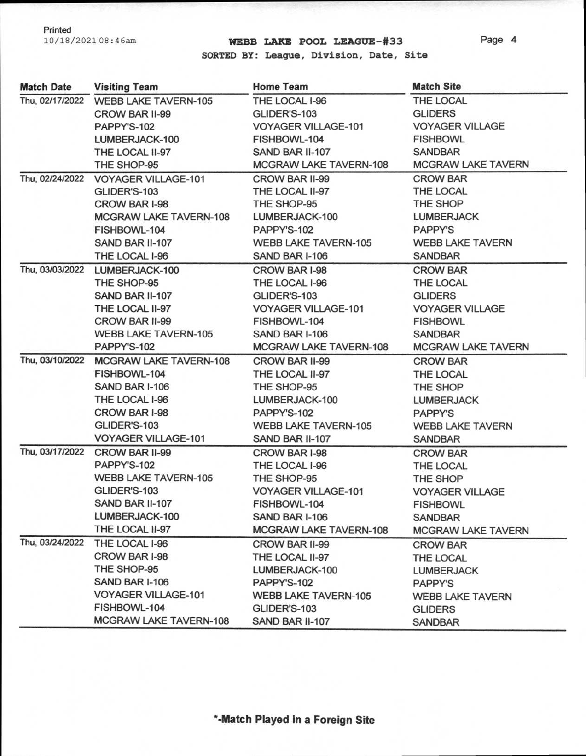Printed
10/18/2021 08:46am

# WEBB LAKE POOL LEAGUE-#33

SORTED BY: League, Division, Date, Site

| Match Date | Visiting Team | Home Team | Match Site |
|---|---|---|---|
| Thu, 02/17/2022 | WEBB LAKE TAVERN-105 | THE LOCAL I-96 | THE LOCAL |
| | CROW BAR II-99 | GLIDER'S-103 | GLIDERS |
| | PAPPY'S-102 | VOYAGER VILLAGE-101 | VOYAGER VILLAGE |
| | LUMBERJACK-100 | FISHBOWL-104 | FISHBOWL |
| | THE LOCAL II-97 | SAND BAR II-107 | SANDBAR |
| | THE SHOP-95 | MCGRAW LAKE TAVERN-108 | MCGRAW LAKE TAVERN |
| Thu, 02/24/2022 | VOYAGER VILLAGE-101 | CROW BAR II-99 | CROW BAR |
| | GLIDER'S-103 | THE LOCAL II-97 | THE LOCAL |
| | CROW BAR I-98 | THE SHOP-95 | THE SHOP |
| | MCGRAW LAKE TAVERN-108 | LUMBERJACK-100 | LUMBERJACK |
| | FISHBOWL-104 | PAPPY'S-102 | PAPPY'S |
| | SAND BAR II-107 | WEBB LAKE TAVERN-105 | WEBB LAKE TAVERN |
| | THE LOCAL I-96 | SAND BAR I-106 | SANDBAR |
| Thu, 03/03/2022 | LUMBERJACK-100 | CROW BAR I-98 | CROW BAR |
| | THE SHOP-95 | THE LOCAL I-96 | THE LOCAL |
| | SAND BAR II-107 | GLIDER'S-103 | GLIDERS |
| | THE LOCAL II-97 | VOYAGER VILLAGE-101 | VOYAGER VILLAGE |
| | CROW BAR II-99 | FISHBOWL-104 | FISHBOWL |
| | WEBB LAKE TAVERN-105 | SAND BAR I-106 | SANDBAR |
| | PAPPY'S-102 | MCGRAW LAKE TAVERN-108 | MCGRAW LAKE TAVERN |
| Thu, 03/10/2022 | MCGRAW LAKE TAVERN-108 | CROW BAR II-99 | CROW BAR |
| | FISHBOWL-104 | THE LOCAL II-97 | THE LOCAL |
| | SAND BAR I-106 | THE SHOP-95 | THE SHOP |
| | THE LOCAL I-96 | LUMBERJACK-100 | LUMBERJACK |
| | CROW BAR I-98 | PAPPY'S-102 | PAPPY'S |
| | GLIDER'S-103 | WEBB LAKE TAVERN-105 | WEBB LAKE TAVERN |
| | VOYAGER VILLAGE-101 | SAND BAR II-107 | SANDBAR |
| Thu, 03/17/2022 | CROW BAR II-99 | CROW BAR I-98 | CROW BAR |
| | PAPPY'S-102 | THE LOCAL I-96 | THE LOCAL |
| | WEBB LAKE TAVERN-105 | THE SHOP-95 | THE SHOP |
| | GLIDER'S-103 | VOYAGER VILLAGE-101 | VOYAGER VILLAGE |
| | SAND BAR II-107 | FISHBOWL-104 | FISHBOWL |
| | LUMBERJACK-100 | SAND BAR I-106 | SANDBAR |
| | THE LOCAL II-97 | MCGRAW LAKE TAVERN-108 | MCGRAW LAKE TAVERN |
| Thu, 03/24/2022 | THE LOCAL I-96 | CROW BAR II-99 | CROW BAR |
| | CROW BAR I-98 | THE LOCAL II-97 | THE LOCAL |
| | THE SHOP-95 | LUMBERJACK-100 | LUMBERJACK |
| | SAND BAR I-106 | PAPPY'S-102 | PAPPY'S |
| | VOYAGER VILLAGE-101 | WEBB LAKE TAVERN-105 | WEBB LAKE TAVERN |
| | FISHBOWL-104 | GLIDER'S-103 | GLIDERS |
| | MCGRAW LAKE TAVERN-108 | SAND BAR II-107 | SANDBAR |

**\*-Match Played in a Foreign Site**